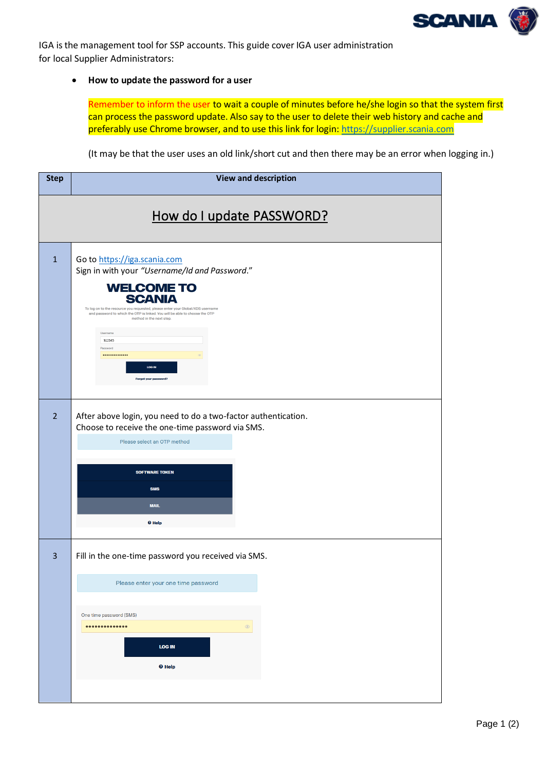IGA is the management tool for SSP accounts. This guide cover IGA user administration for local Supplier Administrators:

- **How to update the password for a user**

  Remember to inform the user to wait a couple of minutes before he/she login so that the system first can process the password update. Also say to the user to delete their web history and cache and preferably use Chrome browser, and to use this link for login: https://supplier.scania.com

  (It may be that the user uses an old link/short cut and then there may be an error when logging in.)

| Step | View and description |
|---|---|
| | **How do I update PASSWORD?** |
| 1 | Go to https://iga.scania.com<br>Sign in with your *"Username/Id and Password."*<br>WELCOME TO SCANIA<br>To log on to the resource you requested, please enter your Global/XDS username and password to which the OTP is linked. You will be able to choose the OTP method in the next step.<br>Username<br>S12345<br>Password<br>LOG IN<br>Forgot your password? |
| 2 | After above login, you need to do a two-factor authentication.<br>Choose to receive the one-time password via SMS.<br>Please select an OTP method<br>SOFTWARE TOKEN<br>SMS<br>MAIL<br>Help |
| 3 | Fill in the one-time password you received via SMS.<br>Please enter your one time password<br>One time password (SMS)<br>LOG IN<br>Help |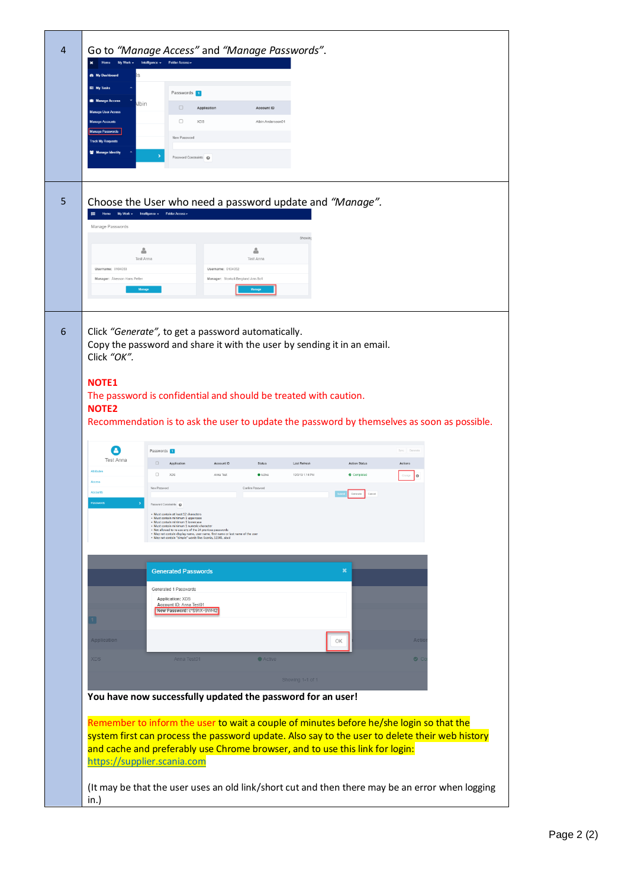| | |
|---|---|
| 4 | Go to *"Manage Access"* and *"Manage Passwords"*. |
| 5 | Choose the User who need a password update and *"Manage"*. |
| 6 | Click *"Generate",* to get a password automatically.<br>Copy the password and share it with the user by sending it in an email.<br>Click *"OK"*.<br><br>**NOTE1**<br>The password is confidential and should be treated with caution.<br>**NOTE2**<br>Recommendation is to ask the user to update the password by themselves as soon as possible.<br><br>**You have now successfully updated the password for an user!**<br><br>Remember to inform the user to wait a couple of minutes before he/she login so that the system first can process the password update. Also say to the user to delete their web history and cache and preferably use Chrome browser, and to use this link for login: [https://supplier.scania.com](https://supplier.scania.com)<br><br>(It may be that the user uses an old link/short cut and then there may be an error when logging in.) |